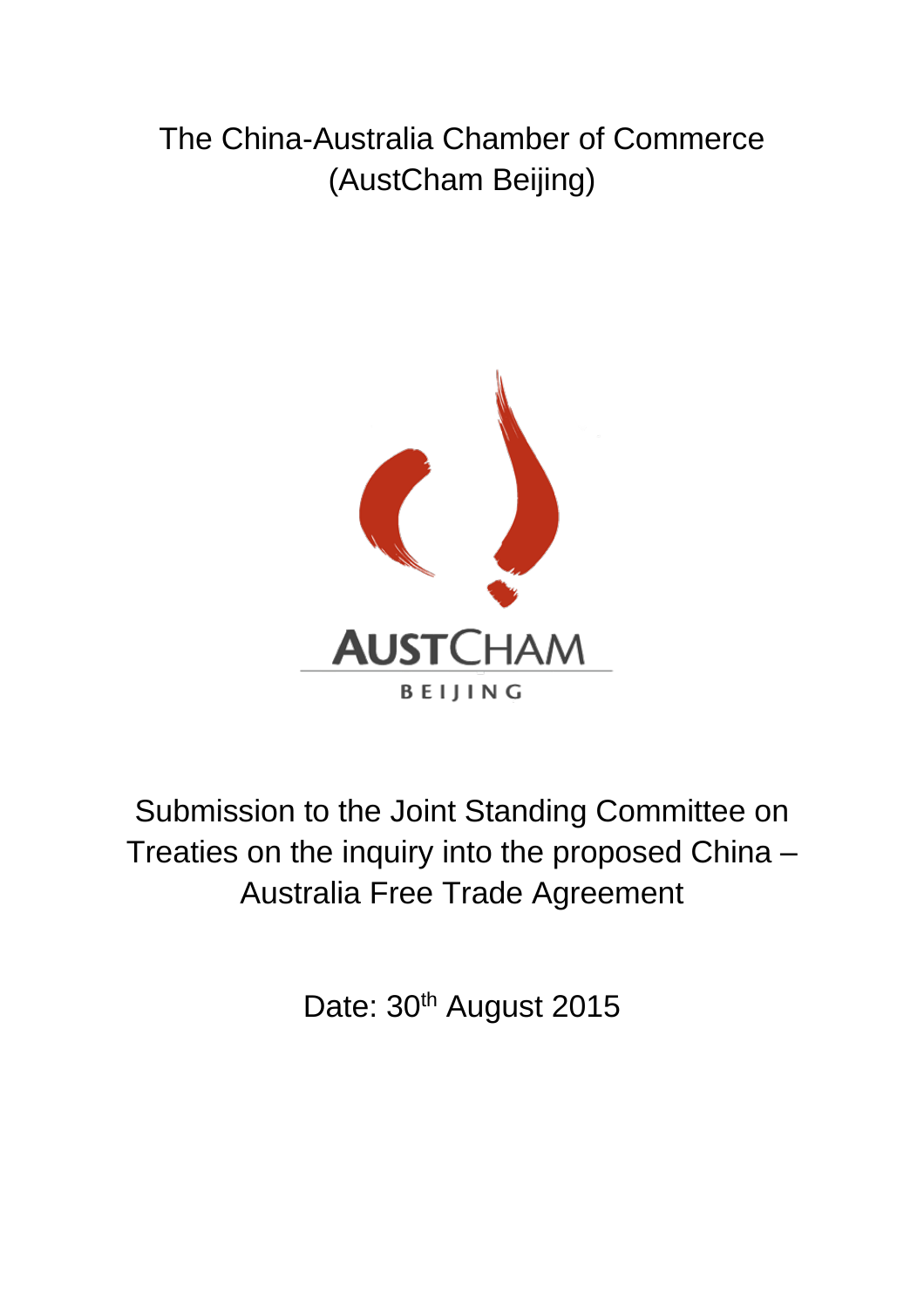# The China-Australia Chamber of Commerce (AustCham Beijing)

AUSTCHAM

BEIJING

## Submission to the Joint Standing Committee on Treaties on the inquiry into the proposed China – Australia Free Trade Agreement

Date: 30th August 2015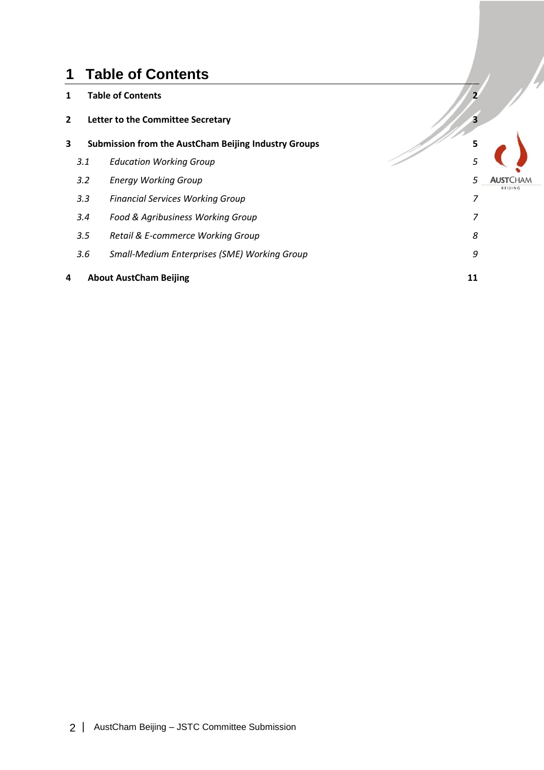# 1 Table of Contents

| | | |
|---|---|---|
| **1** | **Table of Contents** | **2** |
| **2** | **Letter to the Committee Secretary** | **3** |
| **3** | **Submission from the AustCham Beijing Industry Groups** | **5** |
| *3.1* | *Education Working Group* | *5* |
| *3.2* | *Energy Working Group* | *5* |
| *3.3* | *Financial Services Working Group* | *7* |
| *3.4* | *Food & Agribusiness Working Group* | *7* |
| *3.5* | *Retail & E-commerce Working Group* | *8* |
| *3.6* | *Small-Medium Enterprises (SME) Working Group* | *9* |
| **4** | **About AustCham Beijing** | **11** |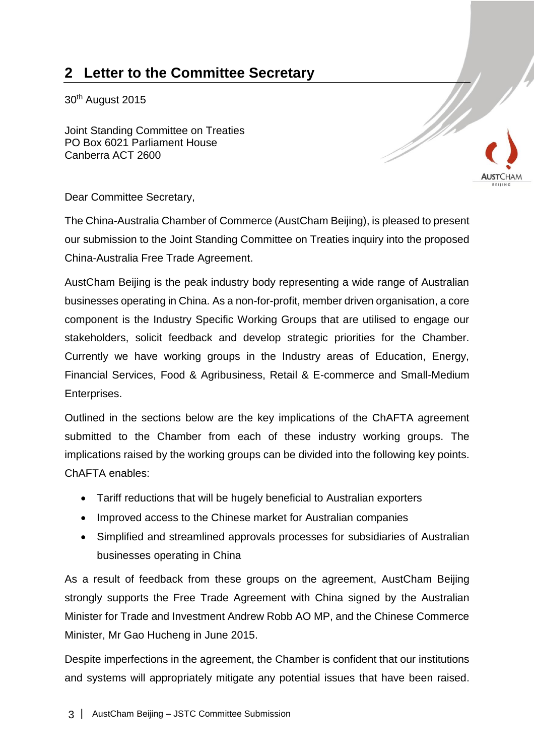## 2 Letter to the Committee Secretary

30th August 2015

Joint Standing Committee on Treaties
PO Box 6021 Parliament House
Canberra ACT 2600

Dear Committee Secretary,

The China-Australia Chamber of Commerce (AustCham Beijing), is pleased to present our submission to the Joint Standing Committee on Treaties inquiry into the proposed China-Australia Free Trade Agreement.

AustCham Beijing is the peak industry body representing a wide range of Australian businesses operating in China. As a non-for-profit, member driven organisation, a core component is the Industry Specific Working Groups that are utilised to engage our stakeholders, solicit feedback and develop strategic priorities for the Chamber. Currently we have working groups in the Industry areas of Education, Energy, Financial Services, Food & Agribusiness, Retail & E-commerce and Small-Medium Enterprises.

Outlined in the sections below are the key implications of the ChAFTA agreement submitted to the Chamber from each of these industry working groups. The implications raised by the working groups can be divided into the following key points. ChAFTA enables:

- Tariff reductions that will be hugely beneficial to Australian exporters
- Improved access to the Chinese market for Australian companies
- Simplified and streamlined approvals processes for subsidiaries of Australian businesses operating in China

As a result of feedback from these groups on the agreement, AustCham Beijing strongly supports the Free Trade Agreement with China signed by the Australian Minister for Trade and Investment Andrew Robb AO MP, and the Chinese Commerce Minister, Mr Gao Hucheng in June 2015.

Despite imperfections in the agreement, the Chamber is confident that our institutions and systems will appropriately mitigate any potential issues that have been raised.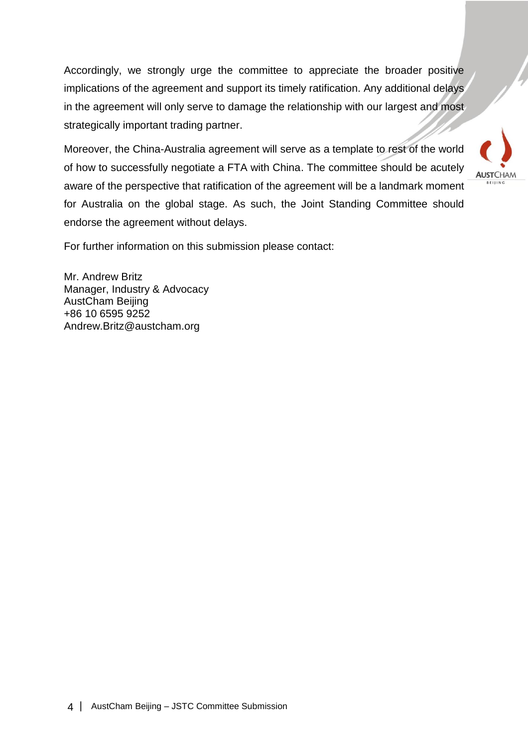Accordingly, we strongly urge the committee to appreciate the broader positive implications of the agreement and support its timely ratification. Any additional delays in the agreement will only serve to damage the relationship with our largest and most strategically important trading partner.

Moreover, the China-Australia agreement will serve as a template to rest of the world of how to successfully negotiate a FTA with China. The committee should be acutely aware of the perspective that ratification of the agreement will be a landmark moment for Australia on the global stage. As such, the Joint Standing Committee should endorse the agreement without delays.

For further information on this submission please contact:

Mr. Andrew Britz  
Manager, Industry & Advocacy  
AustCham Beijing  
+86 10 6595 9252  
Andrew.Britz@austcham.org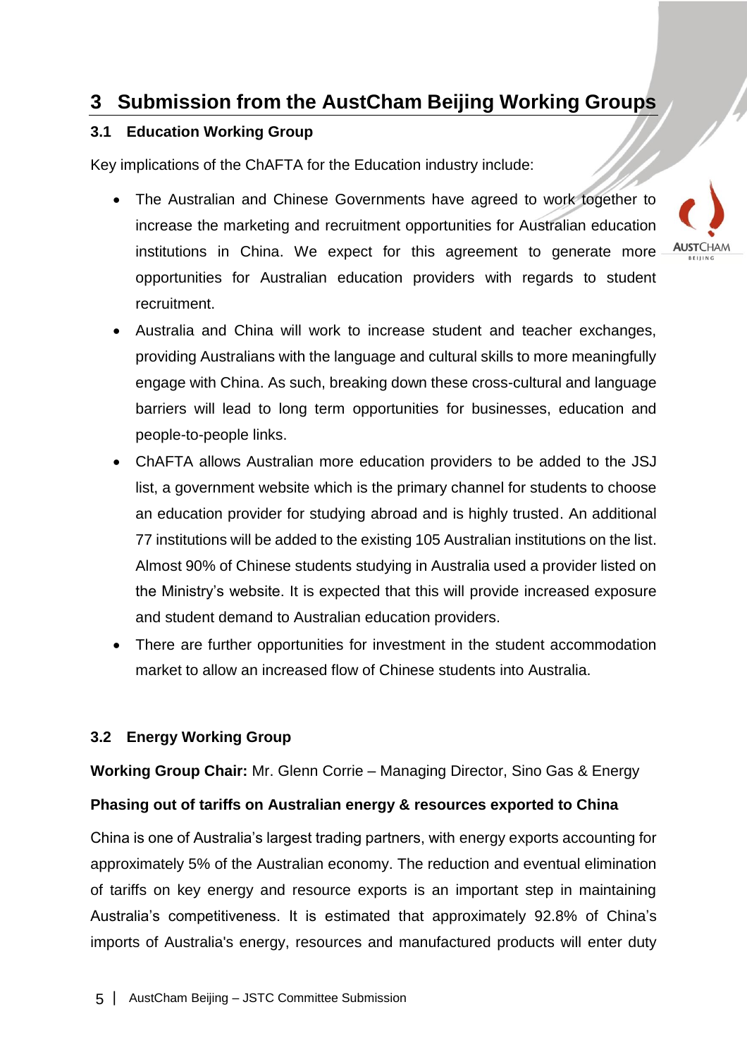# 3 Submission from the AustCham Beijing Working Groups

## 3.1 Education Working Group

Key implications of the ChAFTA for the Education industry include:

- The Australian and Chinese Governments have agreed to work together to increase the marketing and recruitment opportunities for Australian education institutions in China. We expect for this agreement to generate more opportunities for Australian education providers with regards to student recruitment.
- Australia and China will work to increase student and teacher exchanges, providing Australians with the language and cultural skills to more meaningfully engage with China. As such, breaking down these cross-cultural and language barriers will lead to long term opportunities for businesses, education and people-to-people links.
- ChAFTA allows Australian more education providers to be added to the JSJ list, a government website which is the primary channel for students to choose an education provider for studying abroad and is highly trusted. An additional 77 institutions will be added to the existing 105 Australian institutions on the list. Almost 90% of Chinese students studying in Australia used a provider listed on the Ministry's website. It is expected that this will provide increased exposure and student demand to Australian education providers.
- There are further opportunities for investment in the student accommodation market to allow an increased flow of Chinese students into Australia.

## 3.2 Energy Working Group

**Working Group Chair:** Mr. Glenn Corrie – Managing Director, Sino Gas & Energy

**Phasing out of tariffs on Australian energy & resources exported to China**

China is one of Australia's largest trading partners, with energy exports accounting for approximately 5% of the Australian economy. The reduction and eventual elimination of tariffs on key energy and resource exports is an important step in maintaining Australia's competitiveness. It is estimated that approximately 92.8% of China's imports of Australia's energy, resources and manufactured products will enter duty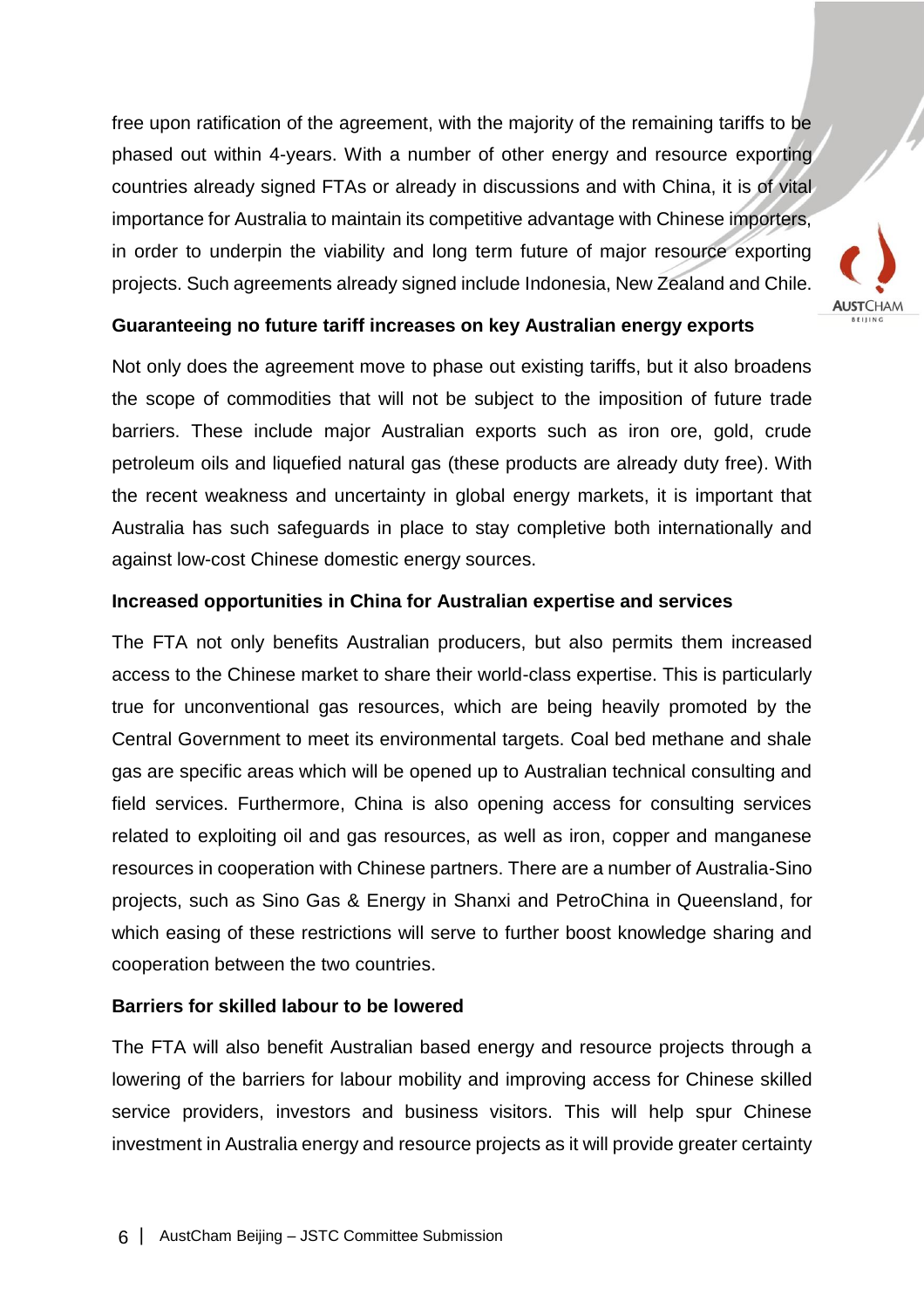free upon ratification of the agreement, with the majority of the remaining tariffs to be phased out within 4-years. With a number of other energy and resource exporting countries already signed FTAs or already in discussions and with China, it is of vital importance for Australia to maintain its competitive advantage with Chinese importers, in order to underpin the viability and long term future of major resource exporting projects. Such agreements already signed include Indonesia, New Zealand and Chile.

**Guaranteeing no future tariff increases on key Australian energy exports**

Not only does the agreement move to phase out existing tariffs, but it also broadens the scope of commodities that will not be subject to the imposition of future trade barriers. These include major Australian exports such as iron ore, gold, crude petroleum oils and liquefied natural gas (these products are already duty free). With the recent weakness and uncertainty in global energy markets, it is important that Australia has such safeguards in place to stay completive both internationally and against low-cost Chinese domestic energy sources.

**Increased opportunities in China for Australian expertise and services**

The FTA not only benefits Australian producers, but also permits them increased access to the Chinese market to share their world-class expertise. This is particularly true for unconventional gas resources, which are being heavily promoted by the Central Government to meet its environmental targets. Coal bed methane and shale gas are specific areas which will be opened up to Australian technical consulting and field services. Furthermore, China is also opening access for consulting services related to exploiting oil and gas resources, as well as iron, copper and manganese resources in cooperation with Chinese partners. There are a number of Australia-Sino projects, such as Sino Gas & Energy in Shanxi and PetroChina in Queensland, for which easing of these restrictions will serve to further boost knowledge sharing and cooperation between the two countries.

**Barriers for skilled labour to be lowered**

The FTA will also benefit Australian based energy and resource projects through a lowering of the barriers for labour mobility and improving access for Chinese skilled service providers, investors and business visitors. This will help spur Chinese investment in Australia energy and resource projects as it will provide greater certainty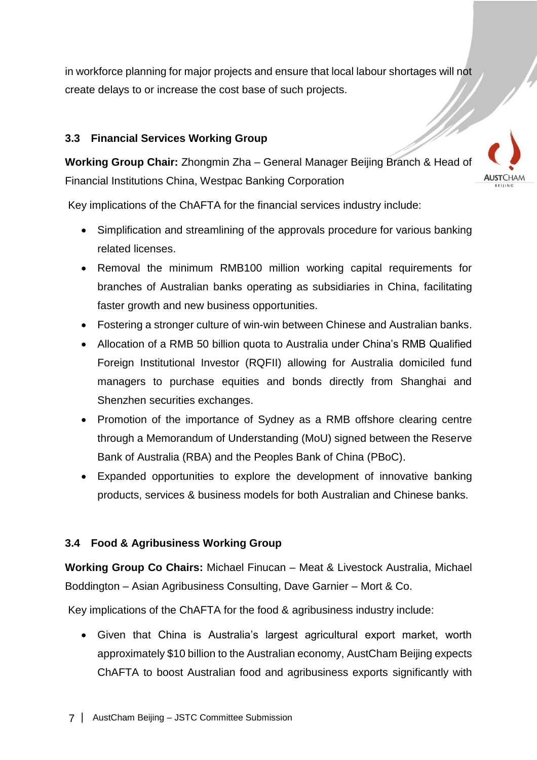in workforce planning for major projects and ensure that local labour shortages will not create delays to or increase the cost base of such projects.

### 3.3 Financial Services Working Group

**Working Group Chair:** Zhongmin Zha – General Manager Beijing Branch & Head of Financial Institutions China, Westpac Banking Corporation

Key implications of the ChAFTA for the financial services industry include:

- Simplification and streamlining of the approvals procedure for various banking related licenses.
- Removal the minimum RMB100 million working capital requirements for branches of Australian banks operating as subsidiaries in China, facilitating faster growth and new business opportunities.
- Fostering a stronger culture of win-win between Chinese and Australian banks.
- Allocation of a RMB 50 billion quota to Australia under China's RMB Qualified Foreign Institutional Investor (RQFII) allowing for Australia domiciled fund managers to purchase equities and bonds directly from Shanghai and Shenzhen securities exchanges.
- Promotion of the importance of Sydney as a RMB offshore clearing centre through a Memorandum of Understanding (MoU) signed between the Reserve Bank of Australia (RBA) and the Peoples Bank of China (PBoC).
- Expanded opportunities to explore the development of innovative banking products, services & business models for both Australian and Chinese banks.

### 3.4 Food & Agribusiness Working Group

**Working Group Co Chairs:** Michael Finucan – Meat & Livestock Australia, Michael Boddington – Asian Agribusiness Consulting, Dave Garnier – Mort & Co.

Key implications of the ChAFTA for the food & agribusiness industry include:

- Given that China is Australia's largest agricultural export market, worth approximately $10 billion to the Australian economy, AustCham Beijing expects ChAFTA to boost Australian food and agribusiness exports significantly with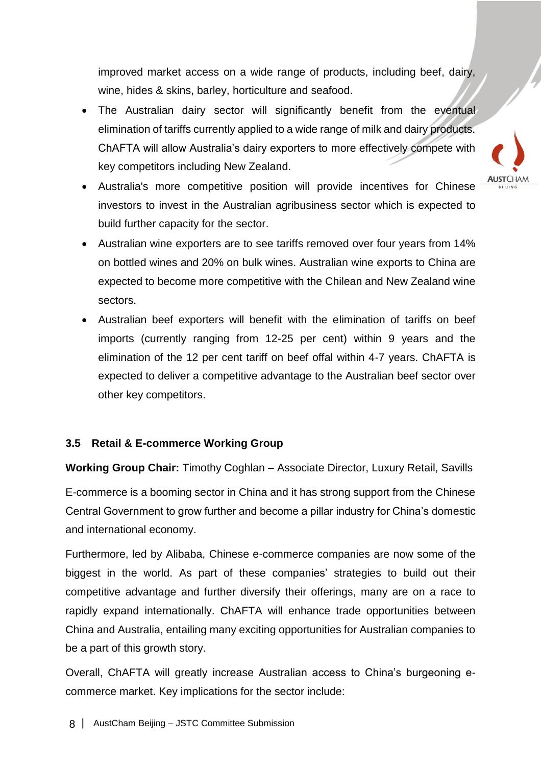improved market access on a wide range of products, including beef, dairy, wine, hides & skins, barley, horticulture and seafood.

- The Australian dairy sector will significantly benefit from the eventual elimination of tariffs currently applied to a wide range of milk and dairy products. ChAFTA will allow Australia's dairy exporters to more effectively compete with key competitors including New Zealand.
- Australia's more competitive position will provide incentives for Chinese investors to invest in the Australian agribusiness sector which is expected to build further capacity for the sector.
- Australian wine exporters are to see tariffs removed over four years from 14% on bottled wines and 20% on bulk wines. Australian wine exports to China are expected to become more competitive with the Chilean and New Zealand wine sectors.
- Australian beef exporters will benefit with the elimination of tariffs on beef imports (currently ranging from 12-25 per cent) within 9 years and the elimination of the 12 per cent tariff on beef offal within 4-7 years. ChAFTA is expected to deliver a competitive advantage to the Australian beef sector over other key competitors.

### 3.5 Retail & E-commerce Working Group

**Working Group Chair:** Timothy Coghlan – Associate Director, Luxury Retail, Savills

E-commerce is a booming sector in China and it has strong support from the Chinese Central Government to grow further and become a pillar industry for China's domestic and international economy.

Furthermore, led by Alibaba, Chinese e-commerce companies are now some of the biggest in the world. As part of these companies' strategies to build out their competitive advantage and further diversify their offerings, many are on a race to rapidly expand internationally. ChAFTA will enhance trade opportunities between China and Australia, entailing many exciting opportunities for Australian companies to be a part of this growth story.

Overall, ChAFTA will greatly increase Australian access to China's burgeoning e-commerce market. Key implications for the sector include: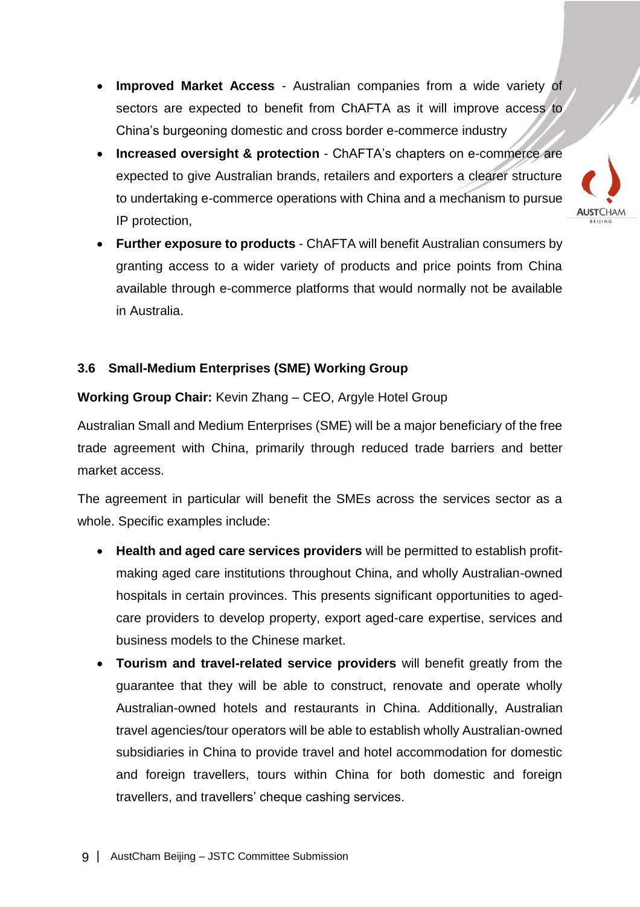- **Improved Market Access** - Australian companies from a wide variety of sectors are expected to benefit from ChAFTA as it will improve access to China's burgeoning domestic and cross border e-commerce industry
- **Increased oversight & protection** - ChAFTA's chapters on e-commerce are expected to give Australian brands, retailers and exporters a clearer structure to undertaking e-commerce operations with China and a mechanism to pursue IP protection,
- **Further exposure to products** - ChAFTA will benefit Australian consumers by granting access to a wider variety of products and price points from China available through e-commerce platforms that would normally not be available in Australia.

### 3.6 Small-Medium Enterprises (SME) Working Group

**Working Group Chair:** Kevin Zhang – CEO, Argyle Hotel Group

Australian Small and Medium Enterprises (SME) will be a major beneficiary of the free trade agreement with China, primarily through reduced trade barriers and better market access.

The agreement in particular will benefit the SMEs across the services sector as a whole. Specific examples include:

- **Health and aged care services providers** will be permitted to establish profit-making aged care institutions throughout China, and wholly Australian-owned hospitals in certain provinces. This presents significant opportunities to aged-care providers to develop property, export aged-care expertise, services and business models to the Chinese market.
- **Tourism and travel-related service providers** will benefit greatly from the guarantee that they will be able to construct, renovate and operate wholly Australian-owned hotels and restaurants in China. Additionally, Australian travel agencies/tour operators will be able to establish wholly Australian-owned subsidiaries in China to provide travel and hotel accommodation for domestic and foreign travellers, tours within China for both domestic and foreign travellers, and travellers' cheque cashing services.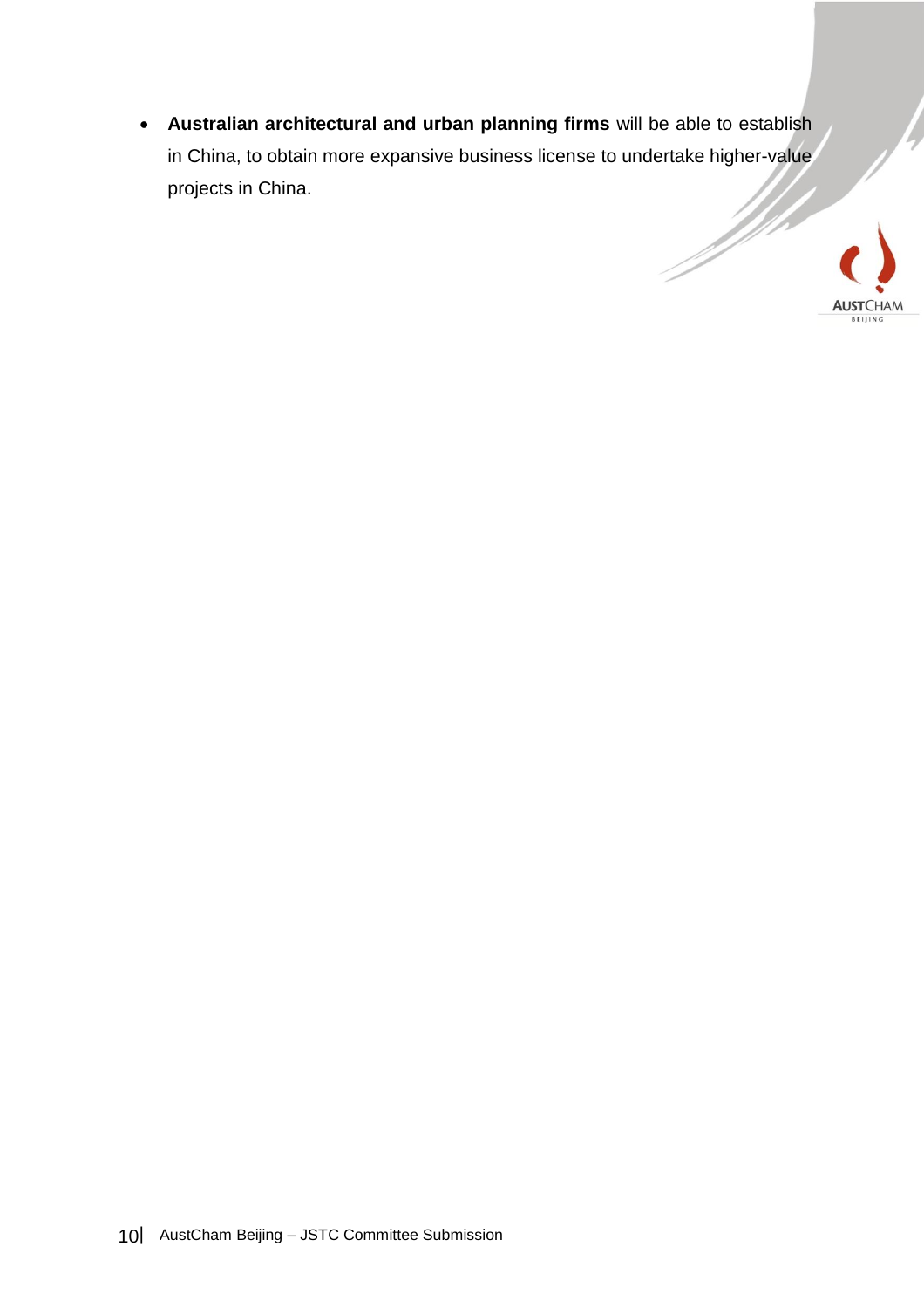- **Australian architectural and urban planning firms** will be able to establish in China, to obtain more expansive business license to undertake higher-value projects in China.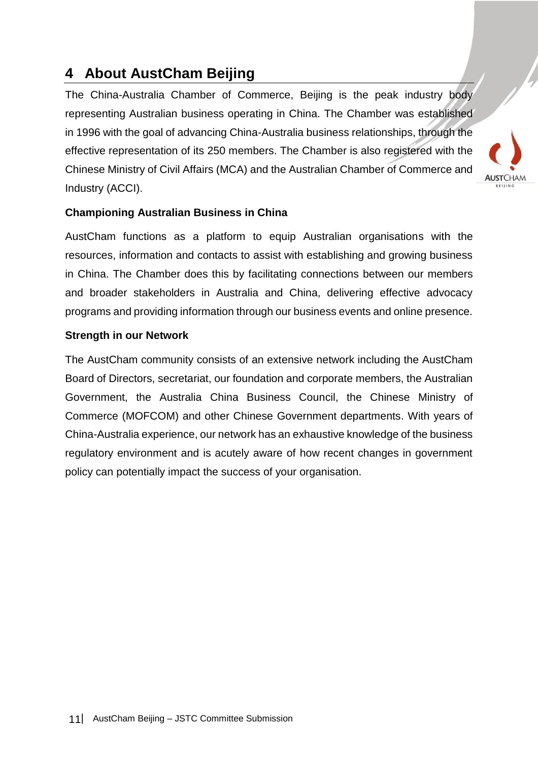# 4 About AustCham Beijing

The China-Australia Chamber of Commerce, Beijing is the peak industry body representing Australian business operating in China. The Chamber was established in 1996 with the goal of advancing China-Australia business relationships, through the effective representation of its 250 members. The Chamber is also registered with the Chinese Ministry of Civil Affairs (MCA) and the Australian Chamber of Commerce and Industry (ACCI).

**Championing Australian Business in China**

AustCham functions as a platform to equip Australian organisations with the resources, information and contacts to assist with establishing and growing business in China. The Chamber does this by facilitating connections between our members and broader stakeholders in Australia and China, delivering effective advocacy programs and providing information through our business events and online presence.

**Strength in our Network**

The AustCham community consists of an extensive network including the AustCham Board of Directors, secretariat, our foundation and corporate members, the Australian Government, the Australia China Business Council, the Chinese Ministry of Commerce (MOFCOM) and other Chinese Government departments. With years of China-Australia experience, our network has an exhaustive knowledge of the business regulatory environment and is acutely aware of how recent changes in government policy can potentially impact the success of your organisation.